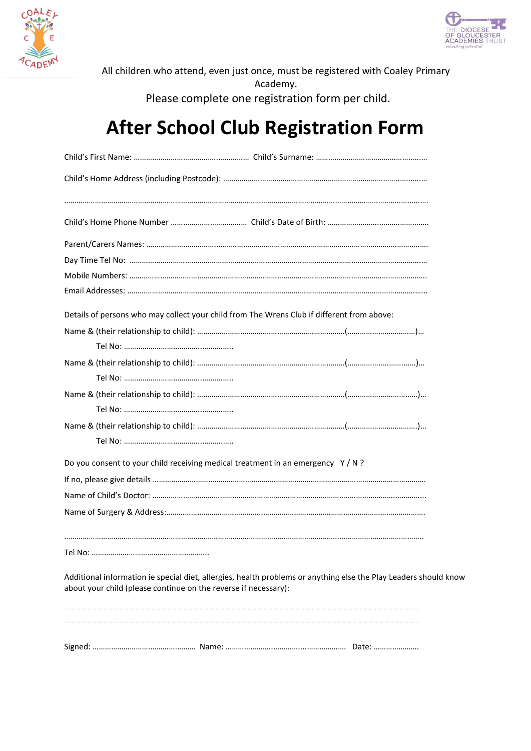All children who attend, even just once, must be registered with Coaley Primary Academy.

Please complete one registration form per child.

# After School Club Registration Form

Child's First Name: ………………………………………………… Child's Surname: ……………………………………………………

Child's Home Address (including Postcode): ………………………………………………………………………………………

…………………………………………………………………………………………………………………………………………………………

Child's Home Phone Number ………………………………. Child's Date of Birth: ……………………………………………

Parent/Carers Names: ………………………………………………………………………………………………………………………

Day Time Tel No: ……………………………………………………………………………………………………………………………

Mobile Numbers: ……………………………………………………………………………………………………………………………

Email Addresses: ……………………………………………………………………………………………………………………………

Details of persons who may collect your child from The Wrens Club if different from above:

Name & (their relationship to child): …………………………………………………………(……………………………)…

Tel No: ………………………………………………

Name & (their relationship to child): …………………………………………………………(……………………………)…

Tel No: ………………………………………………

Name & (their relationship to child): …………………………………………………………(……………………………)…

Tel No: ………………………………………………

Name & (their relationship to child): …………………………………………………………(……………………………)…

Tel No: ………………………………………………

Do you consent to your child receiving medical treatment in an emergency Y / N ?

If no, please give details ……………………………………………………………………………………………………………

Name of Child's Doctor: ……………………………………………………………………………………………………………

Name of Surgery & Address:………………………………………………………………………………………………………

…………………………………………………………………………………………………………………………………………………

Tel No: …………………………………………………

Additional information ie special diet, allergies, health problems or anything else the Play Leaders should know about your child (please continue on the reverse if necessary):

…………………………………………………………………………………………………………………………………………………

…………………………………………………………………………………………………………………………………………………

Signed: ………………………………………… Name: ……………………………………………… Date: …………………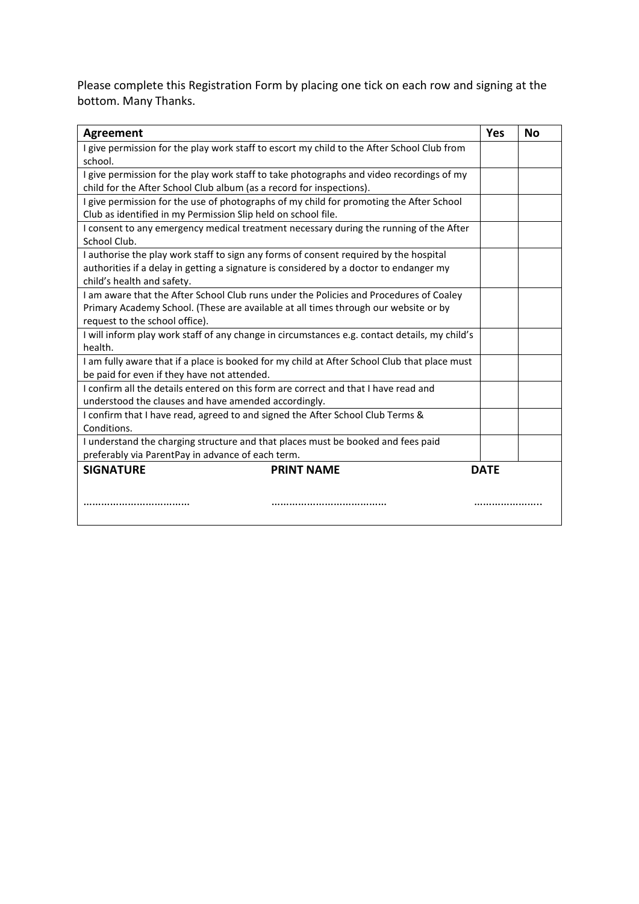Please complete this Registration Form by placing one tick on each row and signing at the bottom. Many Thanks.

| Agreement | Yes | No |
|---|---|---|
| I give permission for the play work staff to escort my child to the After School Club from school. | | |
| I give permission for the play work staff to take photographs and video recordings of my child for the After School Club album (as a record for inspections). | | |
| I give permission for the use of photographs of my child for promoting the After School Club as identified in my Permission Slip held on school file. | | |
| I consent to any emergency medical treatment necessary during the running of the After School Club. | | |
| I authorise the play work staff to sign any forms of consent required by the hospital authorities if a delay in getting a signature is considered by a doctor to endanger my child's health and safety. | | |
| I am aware that the After School Club runs under the Policies and Procedures of Coaley Primary Academy School. (These are available at all times through our website or by request to the school office). | | |
| I will inform play work staff of any change in circumstances e.g. contact details, my child's health. | | |
| I am fully aware that if a place is booked for my child at After School Club that place must be paid for even if they have not attended. | | |
| I confirm all the details entered on this form are correct and that I have read and understood the clauses and have amended accordingly. | | |
| I confirm that I have read, agreed to and signed the After School Club Terms & Conditions. | | |
| I understand the charging structure and that places must be booked and fees paid preferably via ParentPay in advance of each term. | | |

| **SIGNATURE** | **PRINT NAME** | **DATE** |
|---|---|---|
| ……………………………… | ………………………………… | ………………….. |